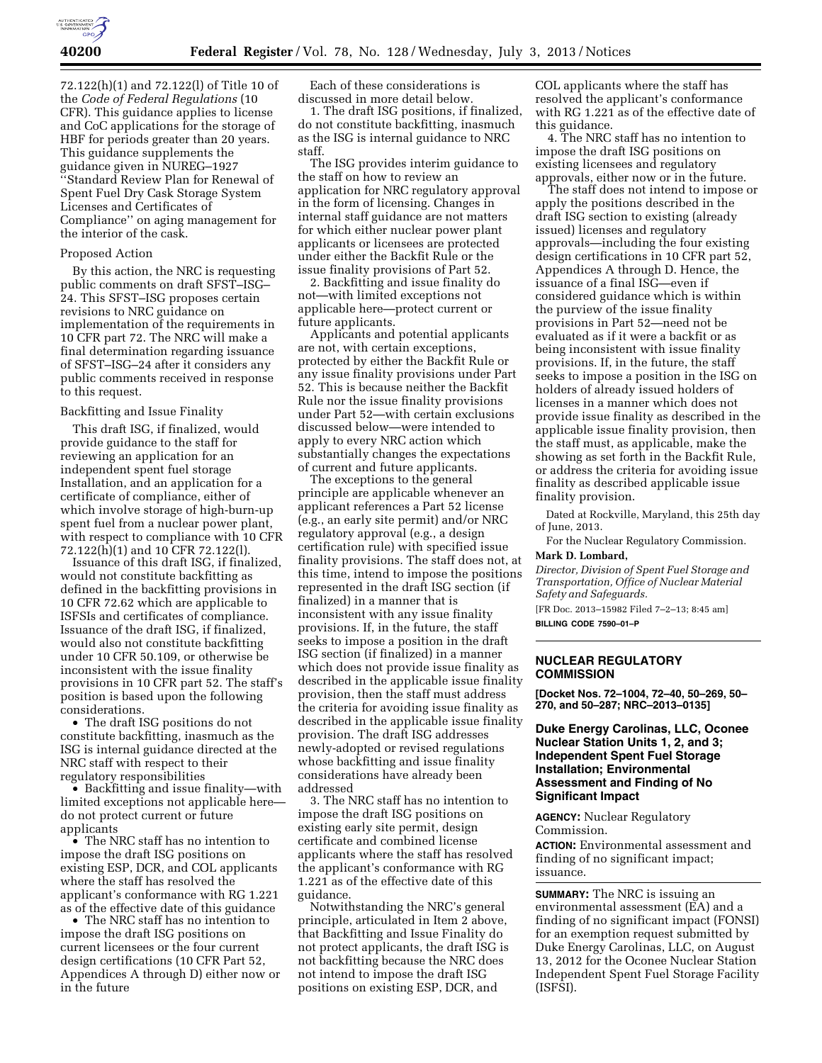72.122(h)(1) and 72.122(l) of Title 10 of the *Code of Federal Regulations* (10 CFR). This guidance applies to license and CoC applications for the storage of HBF for periods greater than 20 years. This guidance supplements the guidance given in NUREG–1927 ''Standard Review Plan for Renewal of Spent Fuel Dry Cask Storage System Licenses and Certificates of Compliance'' on aging management for the interior of the cask.

Proposed Action

By this action, the NRC is requesting public comments on draft SFST–ISG–24. This SFST–ISG proposes certain revisions to NRC guidance on implementation of the requirements in 10 CFR part 72. The NRC will make a final determination regarding issuance of SFST–ISG–24 after it considers any public comments received in response to this request.

Backfitting and Issue Finality

This draft ISG, if finalized, would provide guidance to the staff for reviewing an application for an independent spent fuel storage Installation, and an application for a certificate of compliance, either of which involve storage of high-burn-up spent fuel from a nuclear power plant, with respect to compliance with 10 CFR 72.122(h)(1) and 10 CFR 72.122(l).

Issuance of this draft ISG, if finalized, would not constitute backfitting as defined in the backfitting provisions in 10 CFR 72.62 which are applicable to ISFSIs and certificates of compliance. Issuance of the draft ISG, if finalized, would also not constitute backfitting under 10 CFR 50.109, or otherwise be inconsistent with the issue finality provisions in 10 CFR part 52. The staff's position is based upon the following considerations.

- The draft ISG positions do not constitute backfitting, inasmuch as the ISG is internal guidance directed at the NRC staff with respect to their regulatory responsibilities
- Backfitting and issue finality—with limited exceptions not applicable here—do not protect current or future applicants
- The NRC staff has no intention to impose the draft ISG positions on existing ESP, DCR, and COL applicants where the staff has resolved the applicant's conformance with RG 1.221 as of the effective date of this guidance
- The NRC staff has no intention to impose the draft ISG positions on current licensees or the four current design certifications (10 CFR Part 52, Appendices A through D) either now or in the future

Each of these considerations is discussed in more detail below.

1. The draft ISG positions, if finalized, do not constitute backfitting, inasmuch as the ISG is internal guidance to NRC staff.

The ISG provides interim guidance to the staff on how to review an application for NRC regulatory approval in the form of licensing. Changes in internal staff guidance are not matters for which either nuclear power plant applicants or licensees are protected under either the Backfit Rule or the issue finality provisions of Part 52.

2. Backfitting and issue finality do not—with limited exceptions not applicable here—protect current or future applicants.

Applicants and potential applicants are not, with certain exceptions, protected by either the Backfit Rule or any issue finality provisions under Part 52. This is because neither the Backfit Rule nor the issue finality provisions under Part 52—with certain exclusions discussed below—were intended to apply to every NRC action which substantially changes the expectations of current and future applicants.

The exceptions to the general principle are applicable whenever an applicant references a Part 52 license (e.g., an early site permit) and/or NRC regulatory approval (e.g., a design certification rule) with specified issue finality provisions. The staff does not, at this time, intend to impose the positions represented in the draft ISG section (if finalized) in a manner that is inconsistent with any issue finality provisions. If, in the future, the staff seeks to impose a position in the draft ISG section (if finalized) in a manner which does not provide issue finality as described in the applicable issue finality provision, then the staff must address the criteria for avoiding issue finality as described in the applicable issue finality provision. The draft ISG addresses newly-adopted or revised regulations whose backfitting and issue finality considerations have already been addressed

3. The NRC staff has no intention to impose the draft ISG positions on existing early site permit, design certificate and combined license applicants where the staff has resolved the applicant's conformance with RG 1.221 as of the effective date of this guidance.

Notwithstanding the NRC's general principle, articulated in Item 2 above, that Backfitting and Issue Finality do not protect applicants, the draft ISG is not backfitting because the NRC does not intend to impose the draft ISG positions on existing ESP, DCR, and COL applicants where the staff has resolved the applicant's conformance with RG 1.221 as of the effective date of this guidance.

4. The NRC staff has no intention to impose the draft ISG positions on existing licensees and regulatory approvals, either now or in the future.

The staff does not intend to impose or apply the positions described in the draft ISG section to existing (already issued) licenses and regulatory approvals—including the four existing design certifications in 10 CFR part 52, Appendices A through D. Hence, the issuance of a final ISG—even if considered guidance which is within the purview of the issue finality provisions in Part 52—need not be evaluated as if it were a backfit or as being inconsistent with issue finality provisions. If, in the future, the staff seeks to impose a position in the ISG on holders of already issued holders of licenses in a manner which does not provide issue finality as described in the applicable issue finality provision, then the staff must, as applicable, make the showing as set forth in the Backfit Rule, or address the criteria for avoiding issue finality as described applicable issue finality provision.

Dated at Rockville, Maryland, this 25th day of June, 2013.

For the Nuclear Regulatory Commission.

**Mark D. Lombard,**

*Director, Division of Spent Fuel Storage and Transportation, Office of Nuclear Material Safety and Safeguards.*

[FR Doc. 2013–15982 Filed 7–2–13; 8:45 am]

**BILLING CODE 7590–01–P**

## NUCLEAR REGULATORY COMMISSION

**[Docket Nos. 72–1004, 72–40, 50–269, 50–270, and 50–287; NRC–2013–0135]**

### Duke Energy Carolinas, LLC, Oconee Nuclear Station Units 1, 2, and 3; Independent Spent Fuel Storage Installation; Environmental Assessment and Finding of No Significant Impact

**AGENCY:** Nuclear Regulatory Commission.

**ACTION:** Environmental assessment and finding of no significant impact; issuance.

**SUMMARY:** The NRC is issuing an environmental assessment (EA) and a finding of no significant impact (FONSI) for an exemption request submitted by Duke Energy Carolinas, LLC, on August 13, 2012 for the Oconee Nuclear Station Independent Spent Fuel Storage Facility (ISFSI).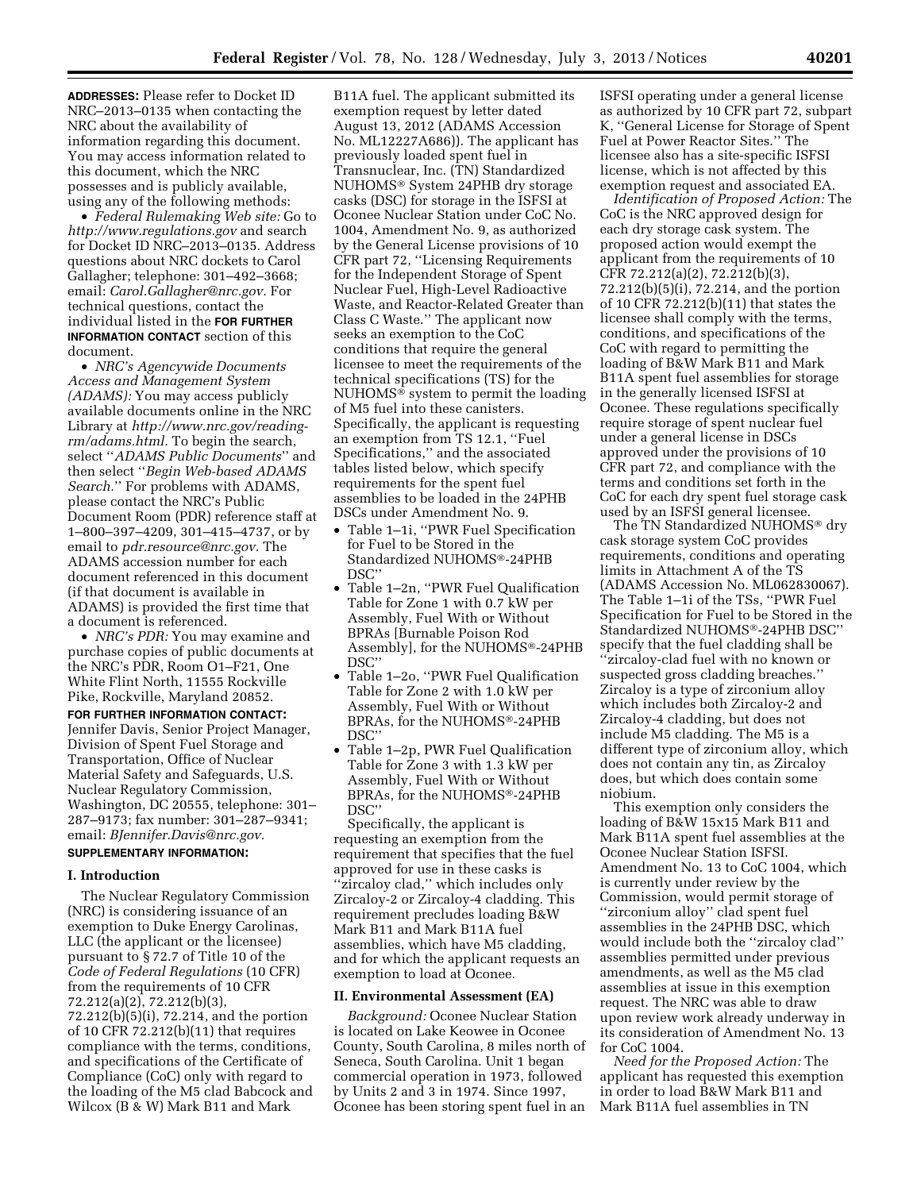**ADDRESSES:** Please refer to Docket ID NRC–2013–0135 when contacting the NRC about the availability of information regarding this document. You may access information related to this document, which the NRC possesses and is publicly available, using any of the following methods:

- *Federal Rulemaking Web site:* Go to *http://www.regulations.gov* and search for Docket ID NRC–2013–0135. Address questions about NRC dockets to Carol Gallagher; telephone: 301–492–3668; email: *Carol.Gallagher@nrc.gov.* For technical questions, contact the individual listed in the **FOR FURTHER INFORMATION CONTACT** section of this document.
- *NRC's Agencywide Documents Access and Management System (ADAMS):* You may access publicly available documents online in the NRC Library at *http://www.nrc.gov/reading-rm/adams.html.* To begin the search, select ''*ADAMS Public Documents*'' and then select ''*Begin Web-based ADAMS Search.*'' For problems with ADAMS, please contact the NRC's Public Document Room (PDR) reference staff at 1–800–397–4209, 301–415–4737, or by email to *pdr.resource@nrc.gov.* The ADAMS accession number for each document referenced in this document (if that document is available in ADAMS) is provided the first time that a document is referenced.
- *NRC's PDR:* You may examine and purchase copies of public documents at the NRC's PDR, Room O1–F21, One White Flint North, 11555 Rockville Pike, Rockville, Maryland 20852.

**FOR FURTHER INFORMATION CONTACT:** Jennifer Davis, Senior Project Manager, Division of Spent Fuel Storage and Transportation, Office of Nuclear Material Safety and Safeguards, U.S. Nuclear Regulatory Commission, Washington, DC 20555, telephone: 301–287–9173; fax number: 301–287–9341; email: *BJennifer.Davis@nrc.gov.*

**SUPPLEMENTARY INFORMATION:**

## I. Introduction

The Nuclear Regulatory Commission (NRC) is considering issuance of an exemption to Duke Energy Carolinas, LLC (the applicant or the licensee) pursuant to § 72.7 of Title 10 of the *Code of Federal Regulations* (10 CFR) from the requirements of 10 CFR 72.212(a)(2), 72.212(b)(3), 72.212(b)(5)(i), 72.214, and the portion of 10 CFR 72.212(b)(11) that requires compliance with the terms, conditions, and specifications of the Certificate of Compliance (CoC) only with regard to the loading of the M5 clad Babcock and Wilcox (B & W) Mark B11 and Mark B11A fuel. The applicant submitted its exemption request by letter dated August 13, 2012 (ADAMS Accession No. ML12227A686)). The applicant has previously loaded spent fuel in Transnuclear, Inc. (TN) Standardized NUHOMS® System 24PHB dry storage casks (DSC) for storage in the ISFSI at Oconee Nuclear Station under CoC No. 1004, Amendment No. 9, as authorized by the General License provisions of 10 CFR part 72, ''Licensing Requirements for the Independent Storage of Spent Nuclear Fuel, High-Level Radioactive Waste, and Reactor-Related Greater than Class C Waste.'' The applicant now seeks an exemption to the CoC conditions that require the general licensee to meet the requirements of the technical specifications (TS) for the NUHOMS® system to permit the loading of M5 fuel into these canisters. Specifically, the applicant is requesting an exemption from TS 12.1, ''Fuel Specifications,'' and the associated tables listed below, which specify requirements for the spent fuel assemblies to be loaded in the 24PHB DSCs under Amendment No. 9.

- Table 1–1i, ''PWR Fuel Specification for Fuel to be Stored in the Standardized NUHOMS®-24PHB DSC''
- Table 1–2n, ''PWR Fuel Qualification Table for Zone 1 with 0.7 kW per Assembly, Fuel With or Without BPRAs [Burnable Poison Rod Assembly], for the NUHOMS®-24PHB DSC''
- Table 1–2o, ''PWR Fuel Qualification Table for Zone 2 with 1.0 kW per Assembly, Fuel With or Without BPRAs, for the NUHOMS®-24PHB DSC''
- Table 1–2p, PWR Fuel Qualification Table for Zone 3 with 1.3 kW per Assembly, Fuel With or Without BPRAs, for the NUHOMS®-24PHB DSC''

Specifically, the applicant is requesting an exemption from the requirement that specifies that the fuel approved for use in these casks is ''zircaloy clad,'' which includes only Zircaloy-2 or Zircaloy-4 cladding. This requirement precludes loading B&W Mark B11 and Mark B11A fuel assemblies, which have M5 cladding, and for which the applicant requests an exemption to load at Oconee.

## II. Environmental Assessment (EA)

*Background:* Oconee Nuclear Station is located on Lake Keowee in Oconee County, South Carolina, 8 miles north of Seneca, South Carolina. Unit 1 began commercial operation in 1973, followed by Units 2 and 3 in 1974. Since 1997, Oconee has been storing spent fuel in an ISFSI operating under a general license as authorized by 10 CFR part 72, subpart K, ''General License for Storage of Spent Fuel at Power Reactor Sites.'' The licensee also has a site-specific ISFSI license, which is not affected by this exemption request and associated EA.

*Identification of Proposed Action:* The CoC is the NRC approved design for each dry storage cask system. The proposed action would exempt the applicant from the requirements of 10 CFR 72.212(a)(2), 72.212(b)(3), 72.212(b)(5)(i), 72.214, and the portion of 10 CFR 72.212(b)(11) that states the licensee shall comply with the terms, conditions, and specifications of the CoC with regard to permitting the loading of B&W Mark B11 and Mark B11A spent fuel assemblies for storage in the generally licensed ISFSI at Oconee. These regulations specifically require storage of spent nuclear fuel under a general license in DSCs approved under the provisions of 10 CFR part 72, and compliance with the terms and conditions set forth in the CoC for each dry spent fuel storage cask used by an ISFSI general licensee.

The TN Standardized NUHOMS® dry cask storage system CoC provides requirements, conditions and operating limits in Attachment A of the TS (ADAMS Accession No. ML062830067). The Table 1–1i of the TSs, ''PWR Fuel Specification for Fuel to be Stored in the Standardized NUHOMS®-24PHB DSC'' specify that the fuel cladding shall be ''zircaloy-clad fuel with no known or suspected gross cladding breaches.'' Zircaloy is a type of zirconium alloy which includes both Zircaloy-2 and Zircaloy-4 cladding, but does not include M5 cladding. The M5 is a different type of zirconium alloy, which does not contain any tin, as Zircaloy does, but which does contain some niobium.

This exemption only considers the loading of B&W 15x15 Mark B11 and Mark B11A spent fuel assemblies at the Oconee Nuclear Station ISFSI. Amendment No. 13 to CoC 1004, which is currently under review by the Commission, would permit storage of ''zirconium alloy'' clad spent fuel assemblies in the 24PHB DSC, which would include both the ''zircaloy clad'' assemblies permitted under previous amendments, as well as the M5 clad assemblies at issue in this exemption request. The NRC was able to draw upon review work already underway in its consideration of Amendment No. 13 for CoC 1004.

*Need for the Proposed Action:* The applicant has requested this exemption in order to load B&W Mark B11 and Mark B11A fuel assemblies in TN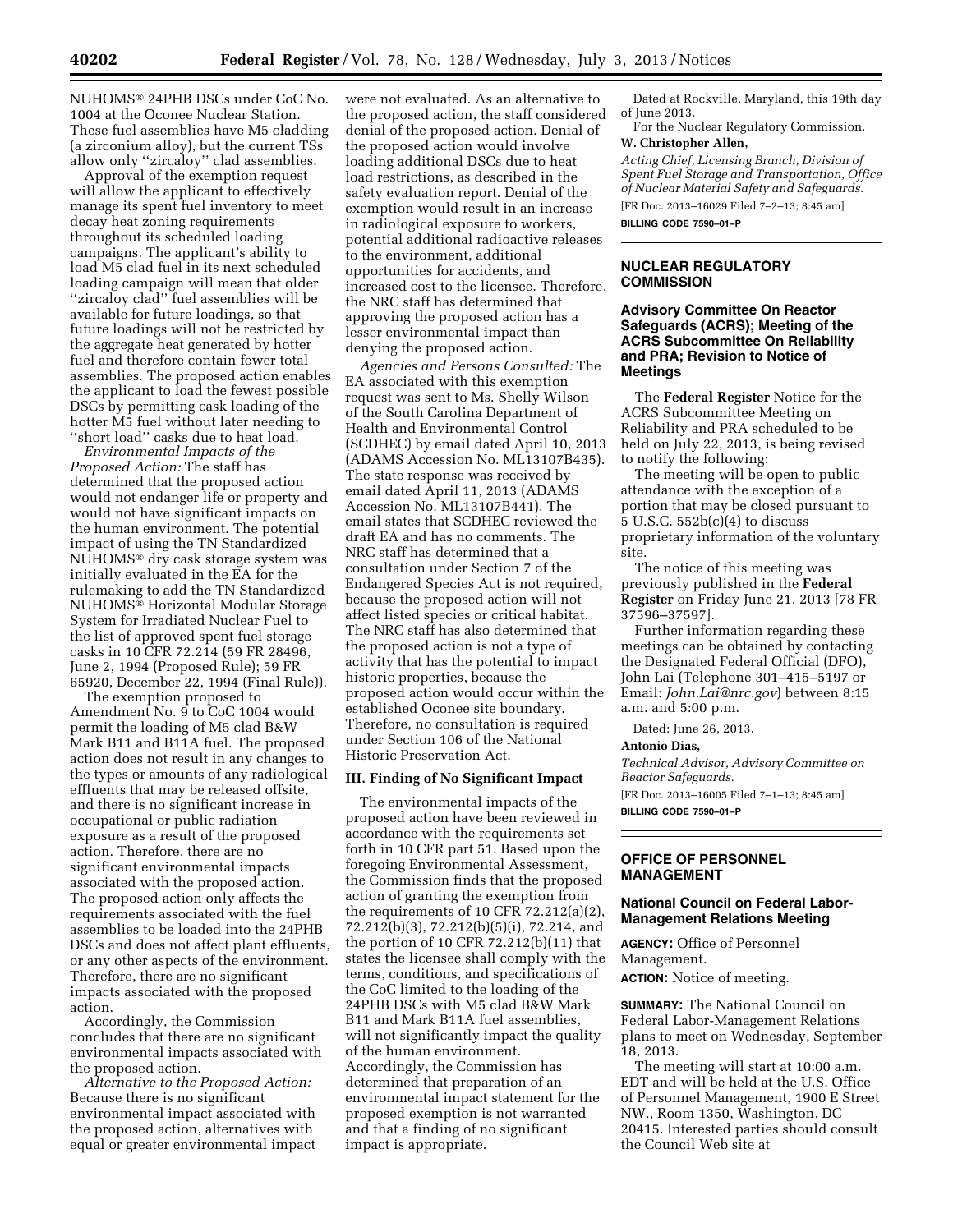NUHOMS® 24PHB DSCs under CoC No. 1004 at the Oconee Nuclear Station. These fuel assemblies have M5 cladding (a zirconium alloy), but the current TSs allow only ''zircaloy'' clad assemblies.

Approval of the exemption request will allow the applicant to effectively manage its spent fuel inventory to meet decay heat zoning requirements throughout its scheduled loading campaigns. The applicant's ability to load M5 clad fuel in its next scheduled loading campaign will mean that older ''zircaloy clad'' fuel assemblies will be available for future loadings, so that future loadings will not be restricted by the aggregate heat generated by hotter fuel and therefore contain fewer total assemblies. The proposed action enables the applicant to load the fewest possible DSCs by permitting cask loading of the hotter M5 fuel without later needing to ''short load'' casks due to heat load.

*Environmental Impacts of the Proposed Action:* The staff has determined that the proposed action would not endanger life or property and would not have significant impacts on the human environment. The potential impact of using the TN Standardized NUHOMS® dry cask storage system was initially evaluated in the EA for the rulemaking to add the TN Standardized NUHOMS® Horizontal Modular Storage System for Irradiated Nuclear Fuel to the list of approved spent fuel storage casks in 10 CFR 72.214 (59 FR 28496, June 2, 1994 (Proposed Rule); 59 FR 65920, December 22, 1994 (Final Rule)).

The exemption proposed to Amendment No. 9 to CoC 1004 would permit the loading of M5 clad B&W Mark B11 and B11A fuel. The proposed action does not result in any changes to the types or amounts of any radiological effluents that may be released offsite, and there is no significant increase in occupational or public radiation exposure as a result of the proposed action. Therefore, there are no significant environmental impacts associated with the proposed action. The proposed action only affects the requirements associated with the fuel assemblies to be loaded into the 24PHB DSCs and does not affect plant effluents, or any other aspects of the environment. Therefore, there are no significant impacts associated with the proposed action.

Accordingly, the Commission concludes that there are no significant environmental impacts associated with the proposed action.

*Alternative to the Proposed Action:* Because there is no significant environmental impact associated with the proposed action, alternatives with equal or greater environmental impact were not evaluated. As an alternative to the proposed action, the staff considered denial of the proposed action. Denial of the proposed action would involve loading additional DSCs due to heat load restrictions, as described in the safety evaluation report. Denial of the exemption would result in an increase in radiological exposure to workers, potential additional radioactive releases to the environment, additional opportunities for accidents, and increased cost to the licensee. Therefore, the NRC staff has determined that approving the proposed action has a lesser environmental impact than denying the proposed action.

*Agencies and Persons Consulted:* The EA associated with this exemption request was sent to Ms. Shelly Wilson of the South Carolina Department of Health and Environmental Control (SCDHEC) by email dated April 10, 2013 (ADAMS Accession No. ML13107B435). The state response was received by email dated April 11, 2013 (ADAMS Accession No. ML13107B441). The email states that SCDHEC reviewed the draft EA and has no comments. The NRC staff has determined that a consultation under Section 7 of the Endangered Species Act is not required, because the proposed action will not affect listed species or critical habitat. The NRC staff has also determined that the proposed action is not a type of activity that has the potential to impact historic properties, because the proposed action would occur within the established Oconee site boundary. Therefore, no consultation is required under Section 106 of the National Historic Preservation Act.

## III. Finding of No Significant Impact

The environmental impacts of the proposed action have been reviewed in accordance with the requirements set forth in 10 CFR part 51. Based upon the foregoing Environmental Assessment, the Commission finds that the proposed action of granting the exemption from the requirements of 10 CFR 72.212(a)(2), 72.212(b)(3), 72.212(b)(5)(i), 72.214, and the portion of 10 CFR 72.212(b)(11) that states the licensee shall comply with the terms, conditions, and specifications of the CoC limited to the loading of the 24PHB DSCs with M5 clad B&W Mark B11 and Mark B11A fuel assemblies, will not significantly impact the quality of the human environment. Accordingly, the Commission has determined that preparation of an environmental impact statement for the proposed exemption is not warranted and that a finding of no significant impact is appropriate.

Dated at Rockville, Maryland, this 19th day of June 2013.

For the Nuclear Regulatory Commission.

**W. Christopher Allen,**

*Acting Chief, Licensing Branch, Division of Spent Fuel Storage and Transportation, Office of Nuclear Material Safety and Safeguards.*

[FR Doc. 2013–16029 Filed 7–2–13; 8:45 am]

**BILLING CODE 7590–01–P**

---

## NUCLEAR REGULATORY COMMISSION

### Advisory Committee On Reactor Safeguards (ACRS); Meeting of the ACRS Subcommittee On Reliability and PRA; Revision to Notice of Meetings

The **Federal Register** Notice for the ACRS Subcommittee Meeting on Reliability and PRA scheduled to be held on July 22, 2013, is being revised to notify the following:

The meeting will be open to public attendance with the exception of a portion that may be closed pursuant to 5 U.S.C. 552b(c)(4) to discuss proprietary information of the voluntary site.

The notice of this meeting was previously published in the **Federal Register** on Friday June 21, 2013 [78 FR 37596–37597].

Further information regarding these meetings can be obtained by contacting the Designated Federal Official (DFO), John Lai (Telephone 301–415–5197 or Email: *John.Lai@nrc.gov*) between 8:15 a.m. and 5:00 p.m.

Dated: June 26, 2013.

**Antonio Dias,**

*Technical Advisor, Advisory Committee on Reactor Safeguards.*

[FR Doc. 2013–16005 Filed 7–1–13; 8:45 am]

**BILLING CODE 7590–01–P**

---

## OFFICE OF PERSONNEL MANAGEMENT

### National Council on Federal Labor-Management Relations Meeting

**AGENCY:** Office of Personnel Management.

**ACTION:** Notice of meeting.

**SUMMARY:** The National Council on Federal Labor-Management Relations plans to meet on Wednesday, September 18, 2013.

The meeting will start at 10:00 a.m. EDT and will be held at the U.S. Office of Personnel Management, 1900 E Street NW., Room 1350, Washington, DC 20415. Interested parties should consult the Council Web site at